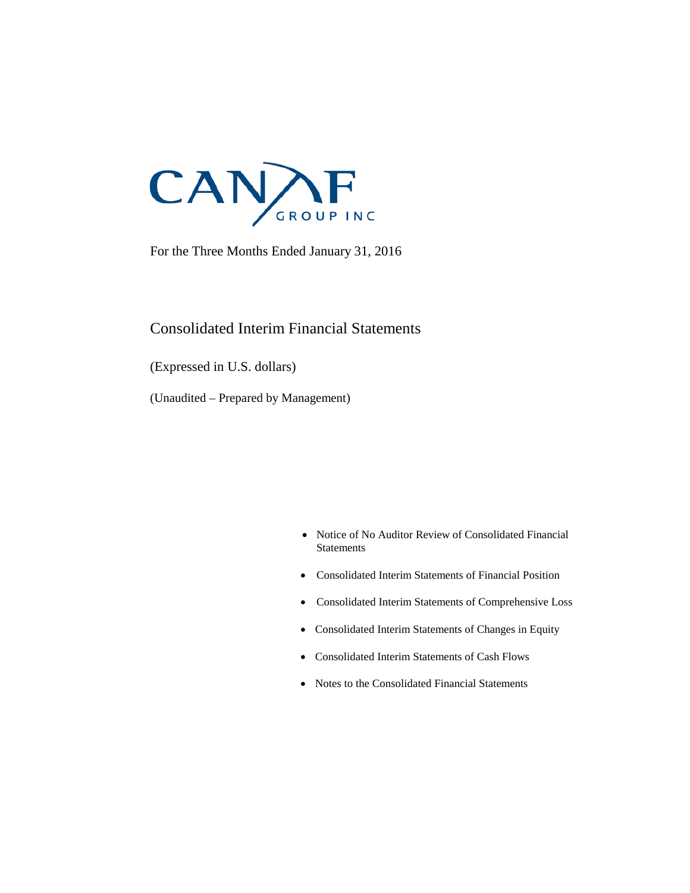CANAF GROUP INC

For the Three Months Ended January 31, 2016

# Consolidated Interim Financial Statements

(Expressed in U.S. dollars)

(Unaudited – Prepared by Management)

- Notice of No Auditor Review of Consolidated Financial Statements
- Consolidated Interim Statements of Financial Position
- Consolidated Interim Statements of Comprehensive Loss
- Consolidated Interim Statements of Changes in Equity
- Consolidated Interim Statements of Cash Flows
- Notes to the Consolidated Financial Statements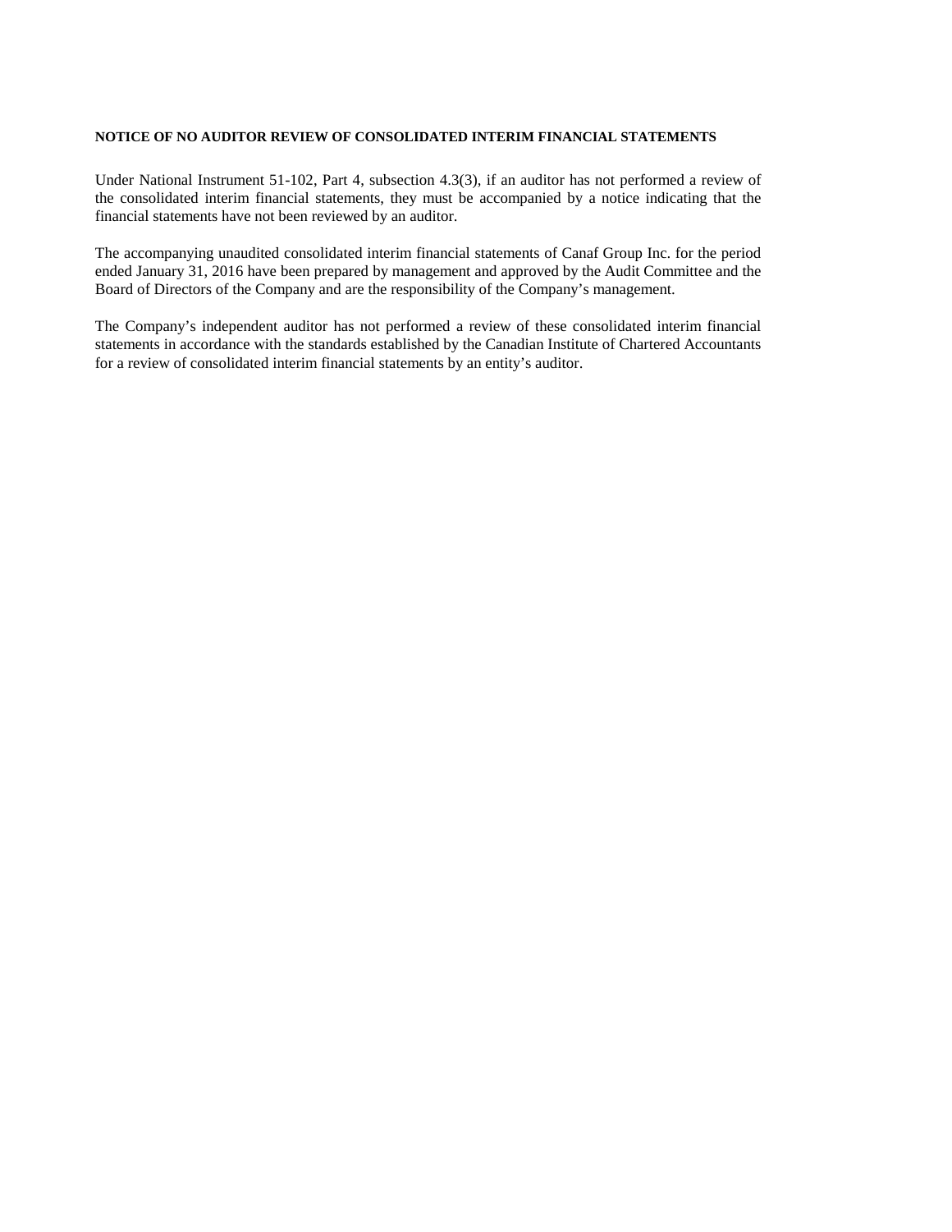**NOTICE OF NO AUDITOR REVIEW OF CONSOLIDATED INTERIM FINANCIAL STATEMENTS**

Under National Instrument 51-102, Part 4, subsection 4.3(3), if an auditor has not performed a review of the consolidated interim financial statements, they must be accompanied by a notice indicating that the financial statements have not been reviewed by an auditor.

The accompanying unaudited consolidated interim financial statements of Canaf Group Inc. for the period ended January 31, 2016 have been prepared by management and approved by the Audit Committee and the Board of Directors of the Company and are the responsibility of the Company's management.

The Company's independent auditor has not performed a review of these consolidated interim financial statements in accordance with the standards established by the Canadian Institute of Chartered Accountants for a review of consolidated interim financial statements by an entity's auditor.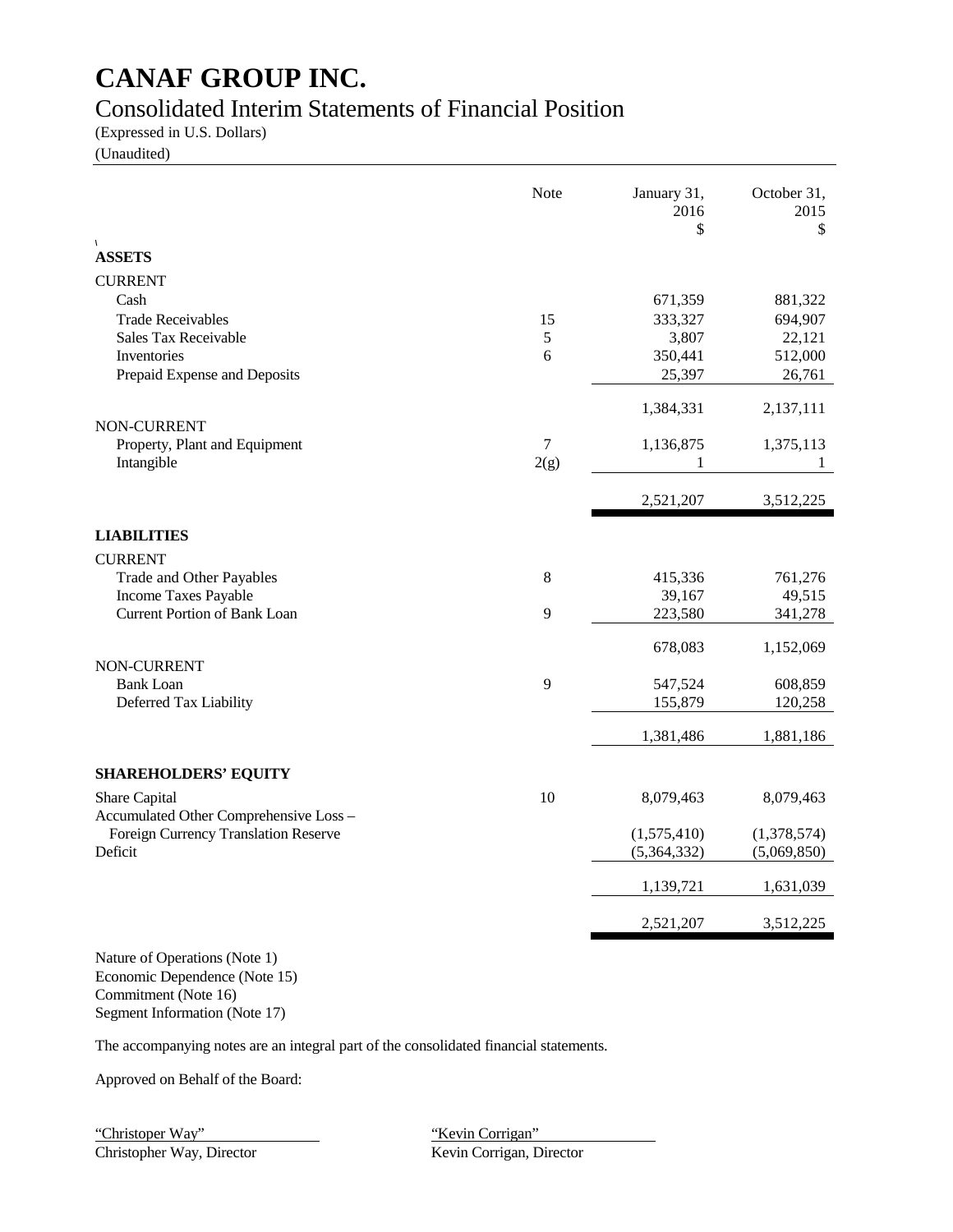# CANAF GROUP INC.

## Consolidated Interim Statements of Financial Position

(Expressed in U.S. Dollars)
(Unaudited)

| | Note | January 31, 2016 $ | October 31, 2015 $ |
|---|---|---|---|
| **ASSETS** | | | |
| CURRENT | | | |
| Cash | | 671,359 | 881,322 |
| Trade Receivables | 15 | 333,327 | 694,907 |
| Sales Tax Receivable | 5 | 3,807 | 22,121 |
| Inventories | 6 | 350,441 | 512,000 |
| Prepaid Expense and Deposits | | 25,397 | 26,761 |
| | | 1,384,331 | 2,137,111 |
| NON-CURRENT | | | |
| Property, Plant and Equipment | 7 | 1,136,875 | 1,375,113 |
| Intangible | 2(g) | 1 | 1 |
| | | 2,521,207 | 3,512,225 |
| **LIABILITIES** | | | |
| CURRENT | | | |
| Trade and Other Payables | 8 | 415,336 | 761,276 |
| Income Taxes Payable | | 39,167 | 49,515 |
| Current Portion of Bank Loan | 9 | 223,580 | 341,278 |
| | | 678,083 | 1,152,069 |
| NON-CURRENT | | | |
| Bank Loan | 9 | 547,524 | 608,859 |
| Deferred Tax Liability | | 155,879 | 120,258 |
| | | 1,381,486 | 1,881,186 |
| **SHAREHOLDERS' EQUITY** | | | |
| Share Capital | 10 | 8,079,463 | 8,079,463 |
| Accumulated Other Comprehensive Loss – Foreign Currency Translation Reserve | | (1,575,410) | (1,378,574) |
| Deficit | | (5,364,332) | (5,069,850) |
| | | 1,139,721 | 1,631,039 |
| | | 2,521,207 | 3,512,225 |

Nature of Operations (Note 1)
Economic Dependence (Note 15)
Commitment (Note 16)
Segment Information (Note 17)

The accompanying notes are an integral part of the consolidated financial statements.

Approved on Behalf of the Board:

"Christoper Way"
Christopher Way, Director

"Kevin Corrigan"
Kevin Corrigan, Director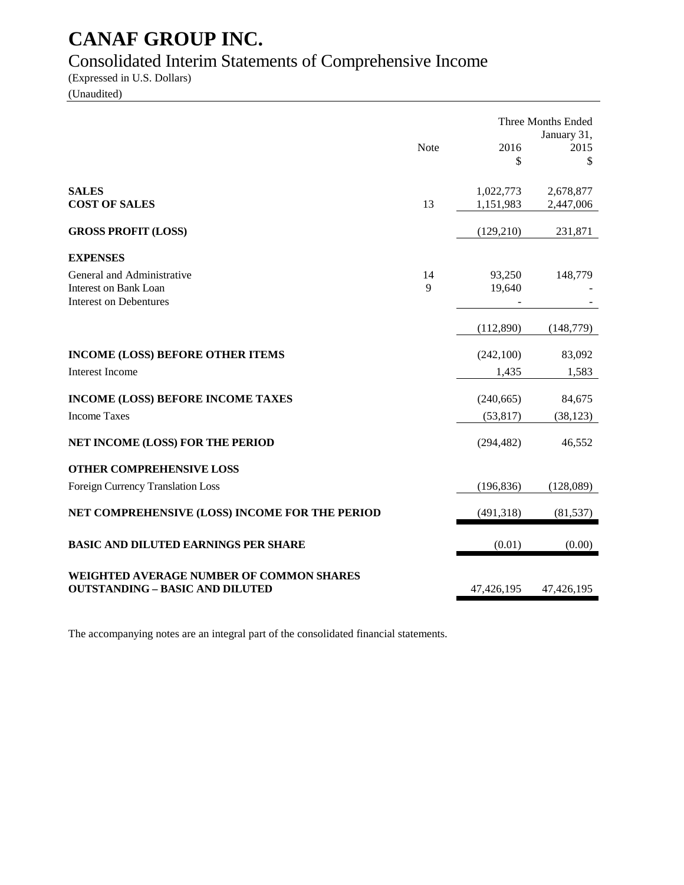# CANAF GROUP INC.

## Consolidated Interim Statements of Comprehensive Income

(Expressed in U.S. Dollars)
(Unaudited)

| | Note | Three Months Ended January 31, 2016 $ | 2015 $ |
|---|---|---|---|
| **SALES** | | 1,022,773 | 2,678,877 |
| **COST OF SALES** | 13 | 1,151,983 | 2,447,006 |
| **GROSS PROFIT (LOSS)** | | (129,210) | 231,871 |
| **EXPENSES** | | | |
| General and Administrative | 14 | 93,250 | 148,779 |
| Interest on Bank Loan | 9 | 19,640 | - |
| Interest on Debentures | | - | - |
| | | (112,890) | (148,779) |
| **INCOME (LOSS) BEFORE OTHER ITEMS** | | (242,100) | 83,092 |
| Interest Income | | 1,435 | 1,583 |
| **INCOME (LOSS) BEFORE INCOME TAXES** | | (240,665) | 84,675 |
| Income Taxes | | (53,817) | (38,123) |
| **NET INCOME (LOSS) FOR THE PERIOD** | | (294,482) | 46,552 |
| **OTHER COMPREHENSIVE LOSS** | | | |
| Foreign Currency Translation Loss | | (196,836) | (128,089) |
| **NET COMPREHENSIVE (LOSS) INCOME FOR THE PERIOD** | | (491,318) | (81,537) |
| **BASIC AND DILUTED EARNINGS PER SHARE** | | (0.01) | (0.00) |
| **WEIGHTED AVERAGE NUMBER OF COMMON SHARES OUTSTANDING – BASIC AND DILUTED** | | 47,426,195 | 47,426,195 |

The accompanying notes are an integral part of the consolidated financial statements.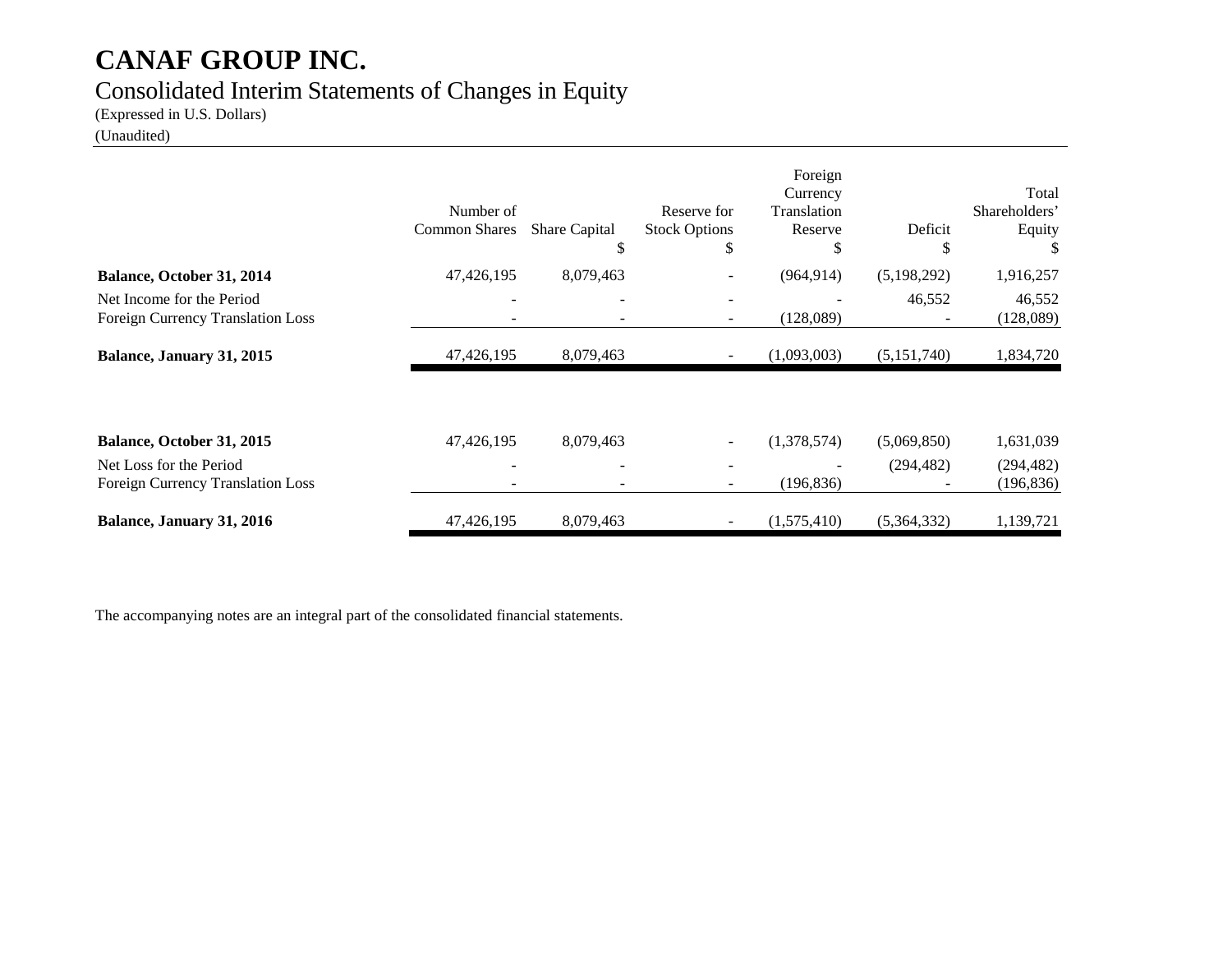# CANAF GROUP INC.

## Consolidated Interim Statements of Changes in Equity

(Expressed in U.S. Dollars)

(Unaudited)

| | Number of Common Shares | Share Capital $ | Reserve for Stock Options $ | Foreign Currency Translation Reserve $ | Deficit $ | Total Shareholders' Equity $ |
|---|---|---|---|---|---|---|
| **Balance, October 31, 2014** | 47,426,195 | 8,079,463 | - | (964,914) | (5,198,292) | 1,916,257 |
| Net Income for the Period | - | - | - | - | 46,552 | 46,552 |
| Foreign Currency Translation Loss | - | - | - | (128,089) | - | (128,089) |
| **Balance, January 31, 2015** | 47,426,195 | 8,079,463 | - | (1,093,003) | (5,151,740) | 1,834,720 |
| | | | | | | |
| **Balance, October 31, 2015** | 47,426,195 | 8,079,463 | - | (1,378,574) | (5,069,850) | 1,631,039 |
| Net Loss for the Period | - | - | - | - | (294,482) | (294,482) |
| Foreign Currency Translation Loss | - | - | - | (196,836) | - | (196,836) |
| **Balance, January 31, 2016** | 47,426,195 | 8,079,463 | - | (1,575,410) | (5,364,332) | 1,139,721 |

The accompanying notes are an integral part of the consolidated financial statements.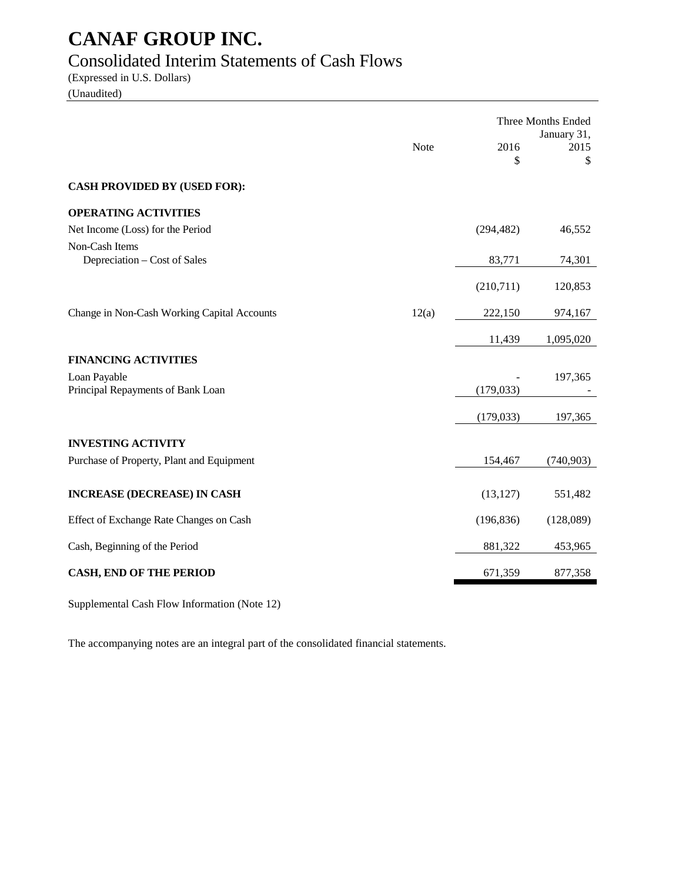# CANAF GROUP INC.

## Consolidated Interim Statements of Cash Flows

(Expressed in U.S. Dollars)

(Unaudited)

| | Note | Three Months Ended January 31, 2016 $ | 2015 $ |
|---|---|---|---|
| **CASH PROVIDED BY (USED FOR):** | | | |
| **OPERATING ACTIVITIES** | | | |
| Net Income (Loss) for the Period | | (294,482) | 46,552 |
| Non-Cash Items | | | |
| Depreciation – Cost of Sales | | 83,771 | 74,301 |
| | | (210,711) | 120,853 |
| Change in Non-Cash Working Capital Accounts | 12(a) | 222,150 | 974,167 |
| | | 11,439 | 1,095,020 |
| **FINANCING ACTIVITIES** | | | |
| Loan Payable | | - | 197,365 |
| Principal Repayments of Bank Loan | | (179,033) | - |
| | | (179,033) | 197,365 |
| **INVESTING ACTIVITY** | | | |
| Purchase of Property, Plant and Equipment | | 154,467 | (740,903) |
| **INCREASE (DECREASE) IN CASH** | | (13,127) | 551,482 |
| Effect of Exchange Rate Changes on Cash | | (196,836) | (128,089) |
| Cash, Beginning of the Period | | 881,322 | 453,965 |
| **CASH, END OF THE PERIOD** | | 671,359 | 877,358 |

Supplemental Cash Flow Information (Note 12)

The accompanying notes are an integral part of the consolidated financial statements.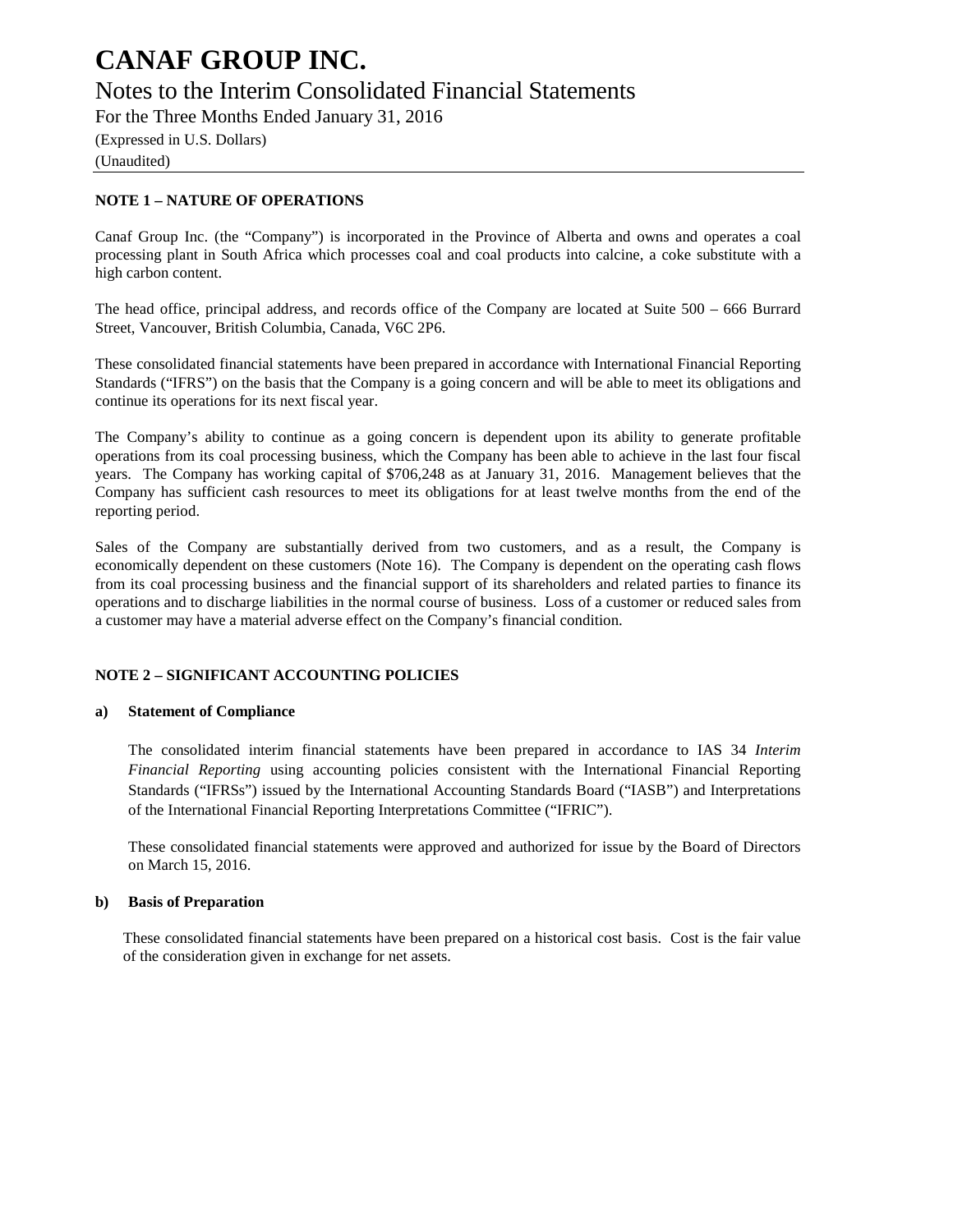# CANAF GROUP INC.

## Notes to the Interim Consolidated Financial Statements

For the Three Months Ended January 31, 2016

(Expressed in U.S. Dollars)

(Unaudited)

### NOTE 1 – NATURE OF OPERATIONS

Canaf Group Inc. (the "Company") is incorporated in the Province of Alberta and owns and operates a coal processing plant in South Africa which processes coal and coal products into calcine, a coke substitute with a high carbon content.

The head office, principal address, and records office of the Company are located at Suite 500 – 666 Burrard Street, Vancouver, British Columbia, Canada, V6C 2P6.

These consolidated financial statements have been prepared in accordance with International Financial Reporting Standards ("IFRS") on the basis that the Company is a going concern and will be able to meet its obligations and continue its operations for its next fiscal year.

The Company's ability to continue as a going concern is dependent upon its ability to generate profitable operations from its coal processing business, which the Company has been able to achieve in the last four fiscal years. The Company has working capital of $706,248 as at January 31, 2016. Management believes that the Company has sufficient cash resources to meet its obligations for at least twelve months from the end of the reporting period.

Sales of the Company are substantially derived from two customers, and as a result, the Company is economically dependent on these customers (Note 16). The Company is dependent on the operating cash flows from its coal processing business and the financial support of its shareholders and related parties to finance its operations and to discharge liabilities in the normal course of business. Loss of a customer or reduced sales from a customer may have a material adverse effect on the Company's financial condition.

### NOTE 2 – SIGNIFICANT ACCOUNTING POLICIES

#### a) Statement of Compliance

The consolidated interim financial statements have been prepared in accordance to IAS 34 *Interim Financial Reporting* using accounting policies consistent with the International Financial Reporting Standards ("IFRSs") issued by the International Accounting Standards Board ("IASB") and Interpretations of the International Financial Reporting Interpretations Committee ("IFRIC").

These consolidated financial statements were approved and authorized for issue by the Board of Directors on March 15, 2016.

#### b) Basis of Preparation

These consolidated financial statements have been prepared on a historical cost basis. Cost is the fair value of the consideration given in exchange for net assets.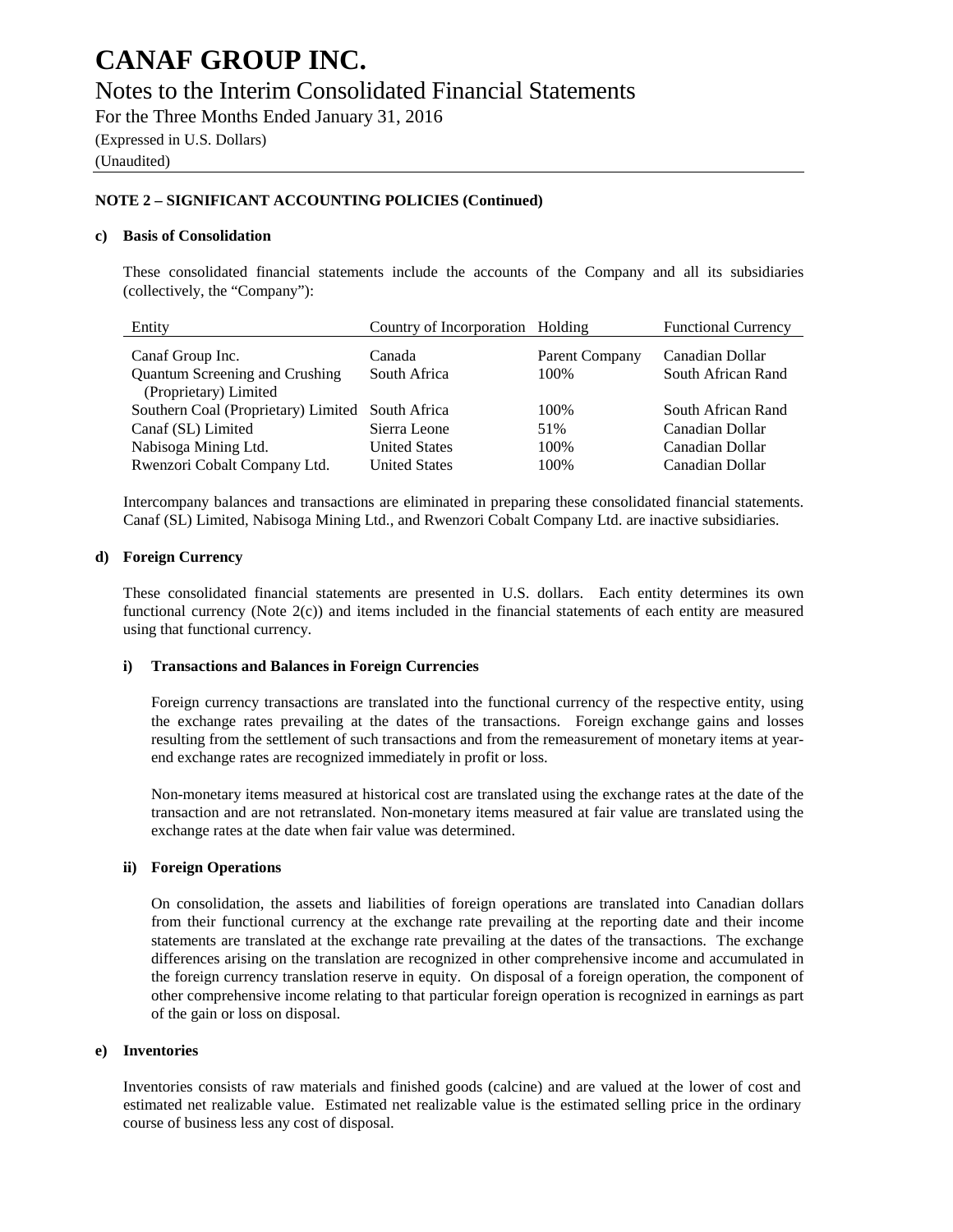**NOTE 2 – SIGNIFICANT ACCOUNTING POLICIES (Continued)**

**c) Basis of Consolidation**

These consolidated financial statements include the accounts of the Company and all its subsidiaries (collectively, the "Company"):

| Entity | Country of Incorporation | Holding | Functional Currency |
|---|---|---|---|
| Canaf Group Inc. | Canada | Parent Company | Canadian Dollar |
| Quantum Screening and Crushing (Proprietary) Limited | South Africa | 100% | South African Rand |
| Southern Coal (Proprietary) Limited | South Africa | 100% | South African Rand |
| Canaf (SL) Limited | Sierra Leone | 51% | Canadian Dollar |
| Nabisoga Mining Ltd. | United States | 100% | Canadian Dollar |
| Rwenzori Cobalt Company Ltd. | United States | 100% | Canadian Dollar |

Intercompany balances and transactions are eliminated in preparing these consolidated financial statements. Canaf (SL) Limited, Nabisoga Mining Ltd., and Rwenzori Cobalt Company Ltd. are inactive subsidiaries.

**d) Foreign Currency**

These consolidated financial statements are presented in U.S. dollars. Each entity determines its own functional currency (Note 2(c)) and items included in the financial statements of each entity are measured using that functional currency.

**i) Transactions and Balances in Foreign Currencies**

Foreign currency transactions are translated into the functional currency of the respective entity, using the exchange rates prevailing at the dates of the transactions. Foreign exchange gains and losses resulting from the settlement of such transactions and from the remeasurement of monetary items at year-end exchange rates are recognized immediately in profit or loss.

Non-monetary items measured at historical cost are translated using the exchange rates at the date of the transaction and are not retranslated. Non-monetary items measured at fair value are translated using the exchange rates at the date when fair value was determined.

**ii) Foreign Operations**

On consolidation, the assets and liabilities of foreign operations are translated into Canadian dollars from their functional currency at the exchange rate prevailing at the reporting date and their income statements are translated at the exchange rate prevailing at the dates of the transactions. The exchange differences arising on the translation are recognized in other comprehensive income and accumulated in the foreign currency translation reserve in equity. On disposal of a foreign operation, the component of other comprehensive income relating to that particular foreign operation is recognized in earnings as part of the gain or loss on disposal.

**e) Inventories**

Inventories consists of raw materials and finished goods (calcine) and are valued at the lower of cost and estimated net realizable value. Estimated net realizable value is the estimated selling price in the ordinary course of business less any cost of disposal.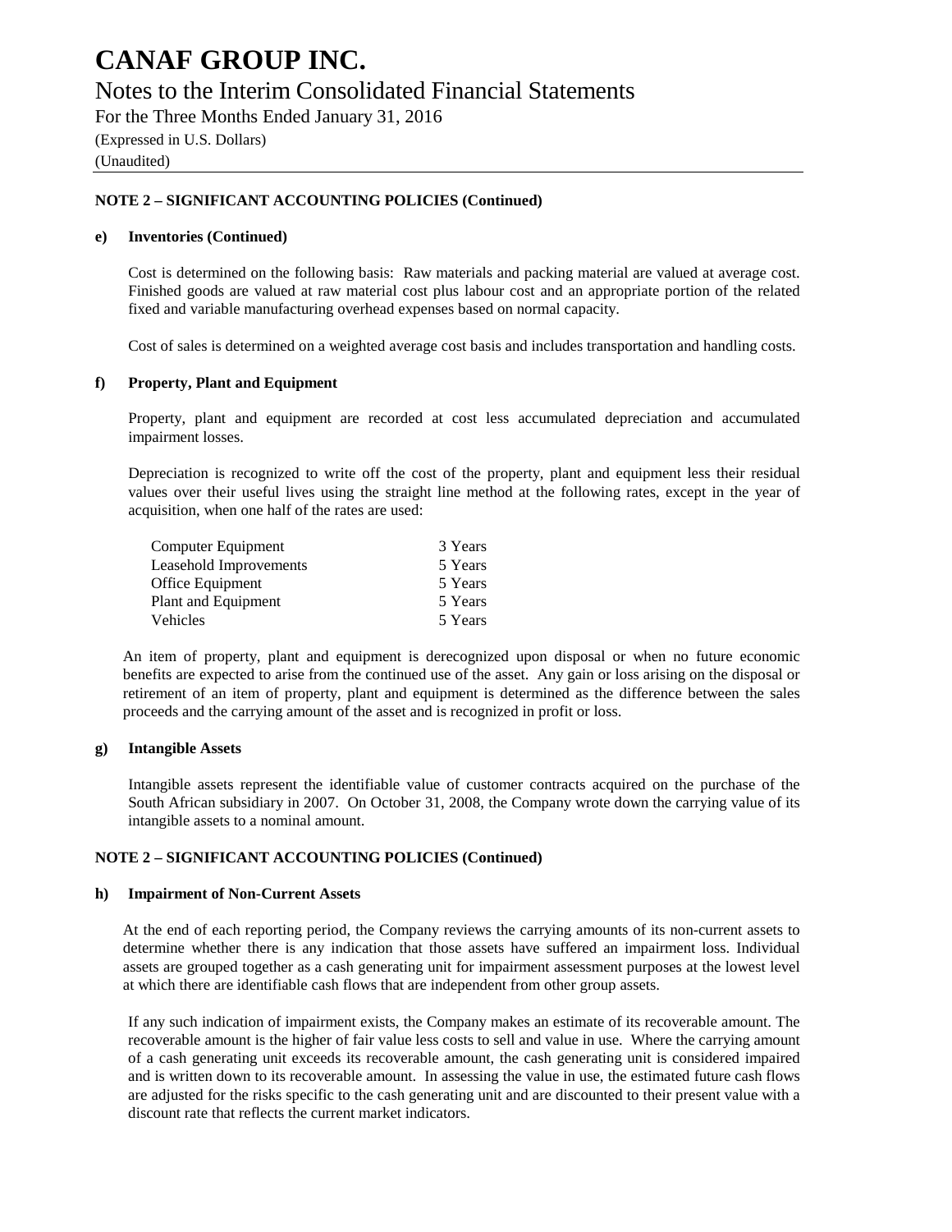# CANAF GROUP INC.

## Notes to the Interim Consolidated Financial Statements

For the Three Months Ended January 31, 2016

(Expressed in U.S. Dollars)

(Unaudited)

**NOTE 2 – SIGNIFICANT ACCOUNTING POLICIES (Continued)**

**e) Inventories (Continued)**

Cost is determined on the following basis: Raw materials and packing material are valued at average cost. Finished goods are valued at raw material cost plus labour cost and an appropriate portion of the related fixed and variable manufacturing overhead expenses based on normal capacity.

Cost of sales is determined on a weighted average cost basis and includes transportation and handling costs.

**f) Property, Plant and Equipment**

Property, plant and equipment are recorded at cost less accumulated depreciation and accumulated impairment losses.

Depreciation is recognized to write off the cost of the property, plant and equipment less their residual values over their useful lives using the straight line method at the following rates, except in the year of acquisition, when one half of the rates are used:

| | |
|---|---|
| Computer Equipment | 3 Years |
| Leasehold Improvements | 5 Years |
| Office Equipment | 5 Years |
| Plant and Equipment | 5 Years |
| Vehicles | 5 Years |

An item of property, plant and equipment is derecognized upon disposal or when no future economic benefits are expected to arise from the continued use of the asset. Any gain or loss arising on the disposal or retirement of an item of property, plant and equipment is determined as the difference between the sales proceeds and the carrying amount of the asset and is recognized in profit or loss.

**g) Intangible Assets**

Intangible assets represent the identifiable value of customer contracts acquired on the purchase of the South African subsidiary in 2007. On October 31, 2008, the Company wrote down the carrying value of its intangible assets to a nominal amount.

**NOTE 2 – SIGNIFICANT ACCOUNTING POLICIES (Continued)**

**h) Impairment of Non-Current Assets**

At the end of each reporting period, the Company reviews the carrying amounts of its non-current assets to determine whether there is any indication that those assets have suffered an impairment loss. Individual assets are grouped together as a cash generating unit for impairment assessment purposes at the lowest level at which there are identifiable cash flows that are independent from other group assets.

If any such indication of impairment exists, the Company makes an estimate of its recoverable amount. The recoverable amount is the higher of fair value less costs to sell and value in use. Where the carrying amount of a cash generating unit exceeds its recoverable amount, the cash generating unit is considered impaired and is written down to its recoverable amount. In assessing the value in use, the estimated future cash flows are adjusted for the risks specific to the cash generating unit and are discounted to their present value with a discount rate that reflects the current market indicators.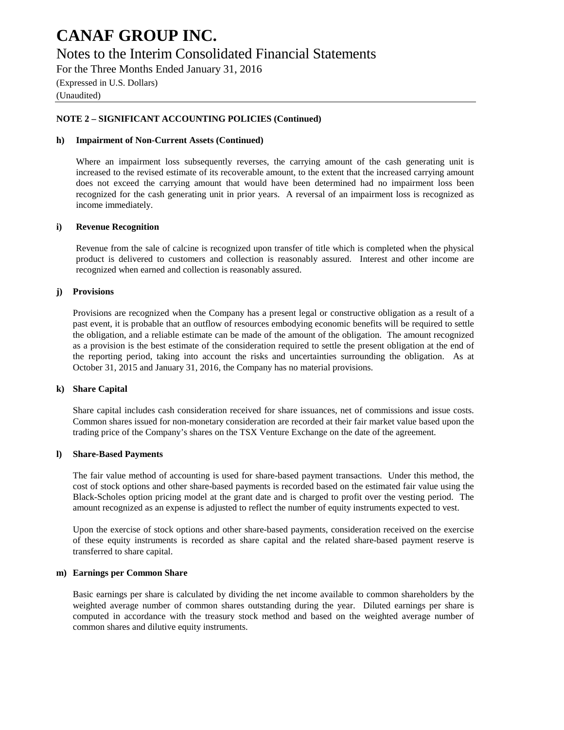## NOTE 2 – SIGNIFICANT ACCOUNTING POLICIES (Continued)

### h) Impairment of Non-Current Assets (Continued)

Where an impairment loss subsequently reverses, the carrying amount of the cash generating unit is increased to the revised estimate of its recoverable amount, to the extent that the increased carrying amount does not exceed the carrying amount that would have been determined had no impairment loss been recognized for the cash generating unit in prior years. A reversal of an impairment loss is recognized as income immediately.

### i) Revenue Recognition

Revenue from the sale of calcine is recognized upon transfer of title which is completed when the physical product is delivered to customers and collection is reasonably assured. Interest and other income are recognized when earned and collection is reasonably assured.

### j) Provisions

Provisions are recognized when the Company has a present legal or constructive obligation as a result of a past event, it is probable that an outflow of resources embodying economic benefits will be required to settle the obligation, and a reliable estimate can be made of the amount of the obligation. The amount recognized as a provision is the best estimate of the consideration required to settle the present obligation at the end of the reporting period, taking into account the risks and uncertainties surrounding the obligation. As at October 31, 2015 and January 31, 2016, the Company has no material provisions.

### k) Share Capital

Share capital includes cash consideration received for share issuances, net of commissions and issue costs. Common shares issued for non-monetary consideration are recorded at their fair market value based upon the trading price of the Company's shares on the TSX Venture Exchange on the date of the agreement.

### l) Share-Based Payments

The fair value method of accounting is used for share-based payment transactions. Under this method, the cost of stock options and other share-based payments is recorded based on the estimated fair value using the Black-Scholes option pricing model at the grant date and is charged to profit over the vesting period. The amount recognized as an expense is adjusted to reflect the number of equity instruments expected to vest.

Upon the exercise of stock options and other share-based payments, consideration received on the exercise of these equity instruments is recorded as share capital and the related share-based payment reserve is transferred to share capital.

### m) Earnings per Common Share

Basic earnings per share is calculated by dividing the net income available to common shareholders by the weighted average number of common shares outstanding during the year. Diluted earnings per share is computed in accordance with the treasury stock method and based on the weighted average number of common shares and dilutive equity instruments.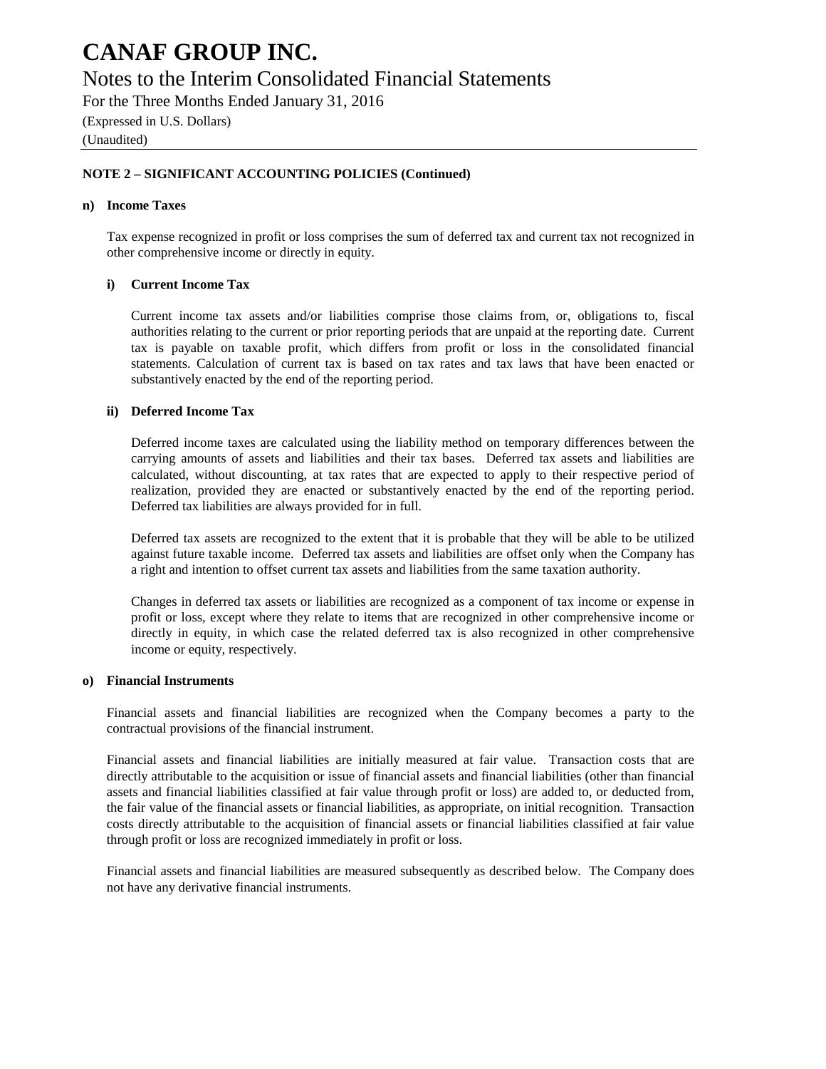# CANAF GROUP INC.

## Notes to the Interim Consolidated Financial Statements

For the Three Months Ended January 31, 2016

(Expressed in U.S. Dollars)

(Unaudited)

**NOTE 2 – SIGNIFICANT ACCOUNTING POLICIES (Continued)**

**n) Income Taxes**

Tax expense recognized in profit or loss comprises the sum of deferred tax and current tax not recognized in other comprehensive income or directly in equity.

**i) Current Income Tax**

Current income tax assets and/or liabilities comprise those claims from, or, obligations to, fiscal authorities relating to the current or prior reporting periods that are unpaid at the reporting date. Current tax is payable on taxable profit, which differs from profit or loss in the consolidated financial statements. Calculation of current tax is based on tax rates and tax laws that have been enacted or substantively enacted by the end of the reporting period.

**ii) Deferred Income Tax**

Deferred income taxes are calculated using the liability method on temporary differences between the carrying amounts of assets and liabilities and their tax bases. Deferred tax assets and liabilities are calculated, without discounting, at tax rates that are expected to apply to their respective period of realization, provided they are enacted or substantively enacted by the end of the reporting period. Deferred tax liabilities are always provided for in full.

Deferred tax assets are recognized to the extent that it is probable that they will be able to be utilized against future taxable income. Deferred tax assets and liabilities are offset only when the Company has a right and intention to offset current tax assets and liabilities from the same taxation authority.

Changes in deferred tax assets or liabilities are recognized as a component of tax income or expense in profit or loss, except where they relate to items that are recognized in other comprehensive income or directly in equity, in which case the related deferred tax is also recognized in other comprehensive income or equity, respectively.

**o) Financial Instruments**

Financial assets and financial liabilities are recognized when the Company becomes a party to the contractual provisions of the financial instrument.

Financial assets and financial liabilities are initially measured at fair value. Transaction costs that are directly attributable to the acquisition or issue of financial assets and financial liabilities (other than financial assets and financial liabilities classified at fair value through profit or loss) are added to, or deducted from, the fair value of the financial assets or financial liabilities, as appropriate, on initial recognition. Transaction costs directly attributable to the acquisition of financial assets or financial liabilities classified at fair value through profit or loss are recognized immediately in profit or loss.

Financial assets and financial liabilities are measured subsequently as described below. The Company does not have any derivative financial instruments.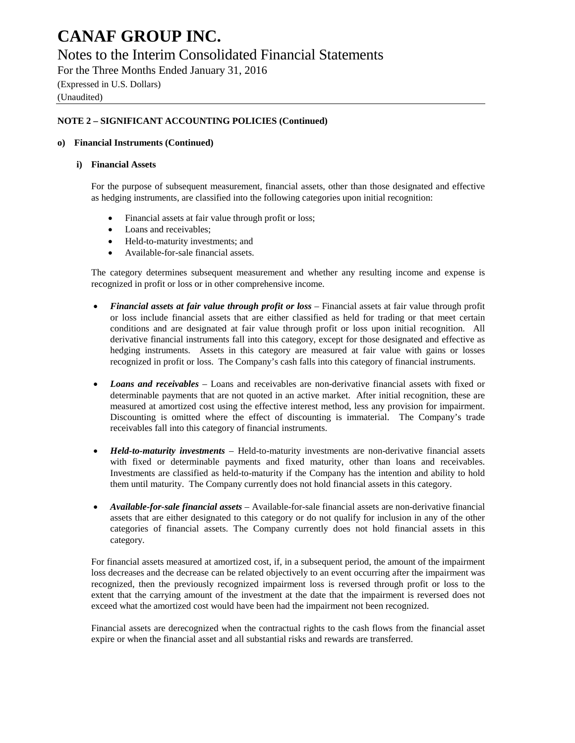**NOTE 2 – SIGNIFICANT ACCOUNTING POLICIES (Continued)**

**o) Financial Instruments (Continued)**

**i) Financial Assets**

For the purpose of subsequent measurement, financial assets, other than those designated and effective as hedging instruments, are classified into the following categories upon initial recognition:

- Financial assets at fair value through profit or loss;
- Loans and receivables;
- Held-to-maturity investments; and
- Available-for-sale financial assets.

The category determines subsequent measurement and whether any resulting income and expense is recognized in profit or loss or in other comprehensive income.

- ***Financial assets at fair value through profit or loss*** – Financial assets at fair value through profit or loss include financial assets that are either classified as held for trading or that meet certain conditions and are designated at fair value through profit or loss upon initial recognition. All derivative financial instruments fall into this category, except for those designated and effective as hedging instruments. Assets in this category are measured at fair value with gains or losses recognized in profit or loss. The Company's cash falls into this category of financial instruments.

- ***Loans and receivables*** – Loans and receivables are non-derivative financial assets with fixed or determinable payments that are not quoted in an active market. After initial recognition, these are measured at amortized cost using the effective interest method, less any provision for impairment. Discounting is omitted where the effect of discounting is immaterial. The Company's trade receivables fall into this category of financial instruments.

- ***Held-to-maturity investments*** – Held-to-maturity investments are non-derivative financial assets with fixed or determinable payments and fixed maturity, other than loans and receivables. Investments are classified as held-to-maturity if the Company has the intention and ability to hold them until maturity. The Company currently does not hold financial assets in this category.

- ***Available-for-sale financial assets*** – Available-for-sale financial assets are non-derivative financial assets that are either designated to this category or do not qualify for inclusion in any of the other categories of financial assets. The Company currently does not hold financial assets in this category.

For financial assets measured at amortized cost, if, in a subsequent period, the amount of the impairment loss decreases and the decrease can be related objectively to an event occurring after the impairment was recognized, then the previously recognized impairment loss is reversed through profit or loss to the extent that the carrying amount of the investment at the date that the impairment is reversed does not exceed what the amortized cost would have been had the impairment not been recognized.

Financial assets are derecognized when the contractual rights to the cash flows from the financial asset expire or when the financial asset and all substantial risks and rewards are transferred.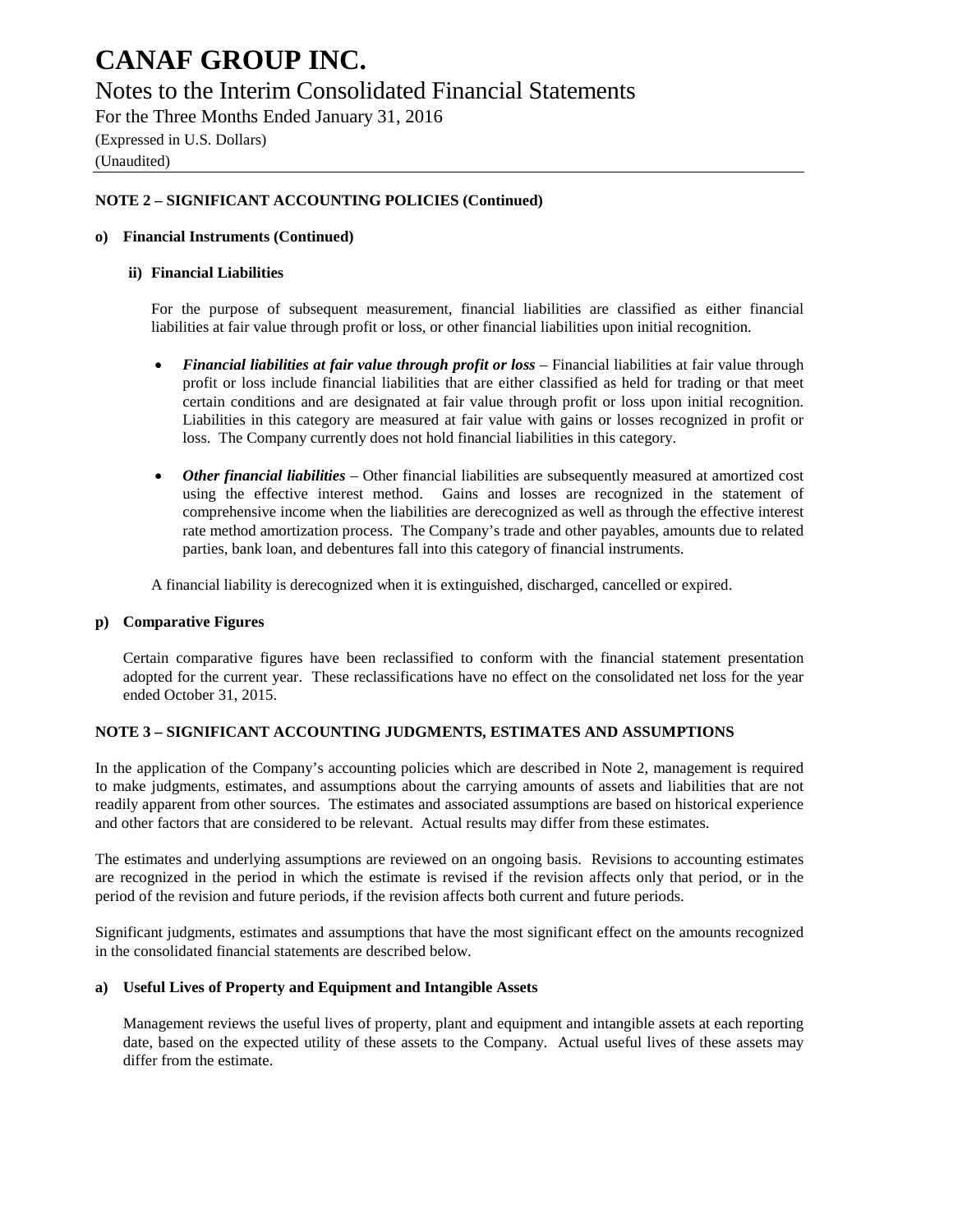## NOTE 2 – SIGNIFICANT ACCOUNTING POLICIES (Continued)

### o) Financial Instruments (Continued)

#### ii) Financial Liabilities

For the purpose of subsequent measurement, financial liabilities are classified as either financial liabilities at fair value through profit or loss, or other financial liabilities upon initial recognition.

- ***Financial liabilities at fair value through profit or loss*** – Financial liabilities at fair value through profit or loss include financial liabilities that are either classified as held for trading or that meet certain conditions and are designated at fair value through profit or loss upon initial recognition. Liabilities in this category are measured at fair value with gains or losses recognized in profit or loss. The Company currently does not hold financial liabilities in this category.

- ***Other financial liabilities*** – Other financial liabilities are subsequently measured at amortized cost using the effective interest method. Gains and losses are recognized in the statement of comprehensive income when the liabilities are derecognized as well as through the effective interest rate method amortization process. The Company's trade and other payables, amounts due to related parties, bank loan, and debentures fall into this category of financial instruments.

A financial liability is derecognized when it is extinguished, discharged, cancelled or expired.

### p) Comparative Figures

Certain comparative figures have been reclassified to conform with the financial statement presentation adopted for the current year. These reclassifications have no effect on the consolidated net loss for the year ended October 31, 2015.

## NOTE 3 – SIGNIFICANT ACCOUNTING JUDGMENTS, ESTIMATES AND ASSUMPTIONS

In the application of the Company's accounting policies which are described in Note 2, management is required to make judgments, estimates, and assumptions about the carrying amounts of assets and liabilities that are not readily apparent from other sources. The estimates and associated assumptions are based on historical experience and other factors that are considered to be relevant. Actual results may differ from these estimates.

The estimates and underlying assumptions are reviewed on an ongoing basis. Revisions to accounting estimates are recognized in the period in which the estimate is revised if the revision affects only that period, or in the period of the revision and future periods, if the revision affects both current and future periods.

Significant judgments, estimates and assumptions that have the most significant effect on the amounts recognized in the consolidated financial statements are described below.

### a) Useful Lives of Property and Equipment and Intangible Assets

Management reviews the useful lives of property, plant and equipment and intangible assets at each reporting date, based on the expected utility of these assets to the Company. Actual useful lives of these assets may differ from the estimate.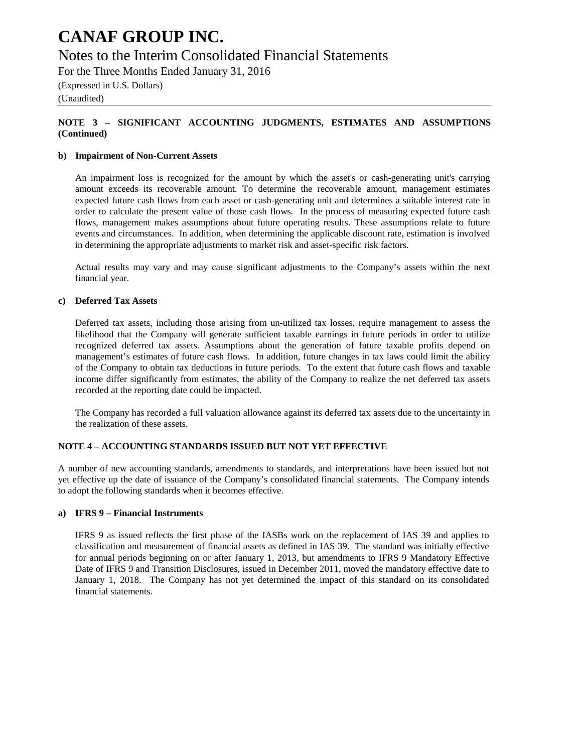## NOTE 3 – SIGNIFICANT ACCOUNTING JUDGMENTS, ESTIMATES AND ASSUMPTIONS (Continued)

### b) Impairment of Non-Current Assets

An impairment loss is recognized for the amount by which the asset's or cash-generating unit's carrying amount exceeds its recoverable amount. To determine the recoverable amount, management estimates expected future cash flows from each asset or cash-generating unit and determines a suitable interest rate in order to calculate the present value of those cash flows. In the process of measuring expected future cash flows, management makes assumptions about future operating results. These assumptions relate to future events and circumstances. In addition, when determining the applicable discount rate, estimation is involved in determining the appropriate adjustments to market risk and asset-specific risk factors.

Actual results may vary and may cause significant adjustments to the Company's assets within the next financial year.

### c) Deferred Tax Assets

Deferred tax assets, including those arising from un-utilized tax losses, require management to assess the likelihood that the Company will generate sufficient taxable earnings in future periods in order to utilize recognized deferred tax assets. Assumptions about the generation of future taxable profits depend on management's estimates of future cash flows. In addition, future changes in tax laws could limit the ability of the Company to obtain tax deductions in future periods. To the extent that future cash flows and taxable income differ significantly from estimates, the ability of the Company to realize the net deferred tax assets recorded at the reporting date could be impacted.

The Company has recorded a full valuation allowance against its deferred tax assets due to the uncertainty in the realization of these assets.

## NOTE 4 – ACCOUNTING STANDARDS ISSUED BUT NOT YET EFFECTIVE

A number of new accounting standards, amendments to standards, and interpretations have been issued but not yet effective up the date of issuance of the Company's consolidated financial statements. The Company intends to adopt the following standards when it becomes effective.

### a) IFRS 9 – Financial Instruments

IFRS 9 as issued reflects the first phase of the IASBs work on the replacement of IAS 39 and applies to classification and measurement of financial assets as defined in IAS 39. The standard was initially effective for annual periods beginning on or after January 1, 2013, but amendments to IFRS 9 Mandatory Effective Date of IFRS 9 and Transition Disclosures, issued in December 2011, moved the mandatory effective date to January 1, 2018. The Company has not yet determined the impact of this standard on its consolidated financial statements.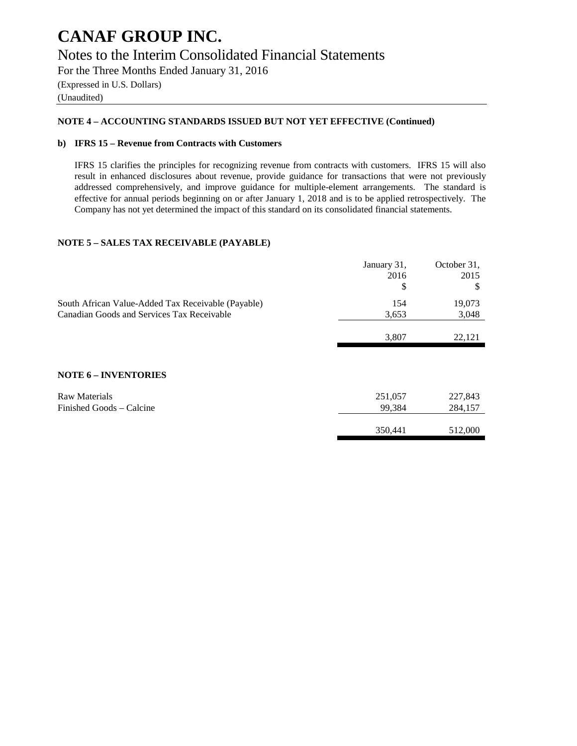# CANAF GROUP INC.

## Notes to the Interim Consolidated Financial Statements

For the Three Months Ended January 31, 2016

(Expressed in U.S. Dollars)

(Unaudited)

**NOTE 4 – ACCOUNTING STANDARDS ISSUED BUT NOT YET EFFECTIVE (Continued)**

**b) IFRS 15 – Revenue from Contracts with Customers**

IFRS 15 clarifies the principles for recognizing revenue from contracts with customers. IFRS 15 will also result in enhanced disclosures about revenue, provide guidance for transactions that were not previously addressed comprehensively, and improve guidance for multiple-element arrangements. The standard is effective for annual periods beginning on or after January 1, 2018 and is to be applied retrospectively. The Company has not yet determined the impact of this standard on its consolidated financial statements.

**NOTE 5 – SALES TAX RECEIVABLE (PAYABLE)**

| | January 31, 2016 $ | October 31, 2015 $ |
|---|---|---|
| South African Value-Added Tax Receivable (Payable) | 154 | 19,073 |
| Canadian Goods and Services Tax Receivable | 3,653 | 3,048 |
| | 3,807 | 22,121 |

**NOTE 6 – INVENTORIES**

| | | |
|---|---|---|
| Raw Materials | 251,057 | 227,843 |
| Finished Goods – Calcine | 99,384 | 284,157 |
| | 350,441 | 512,000 |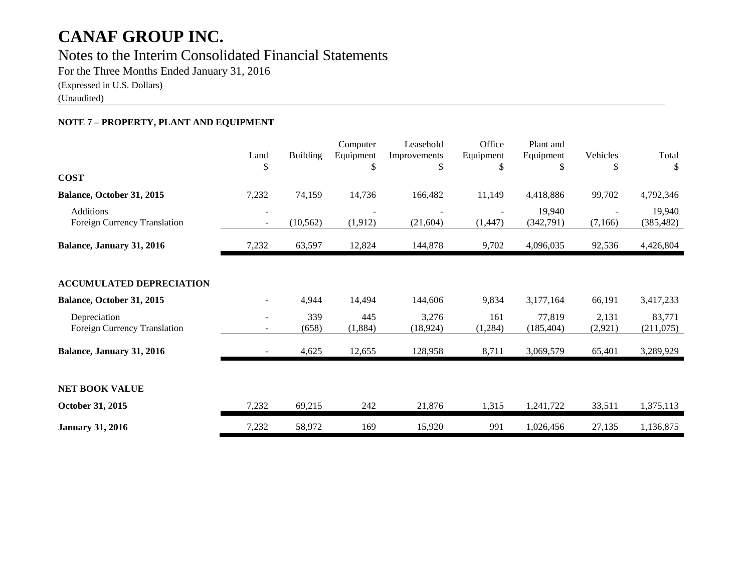# CANAF GROUP INC.

## Notes to the Interim Consolidated Financial Statements

For the Three Months Ended January 31, 2016

(Expressed in U.S. Dollars)

(Unaudited)

**NOTE 7 – PROPERTY, PLANT AND EQUIPMENT**

| | Land<br>$ | Building | Computer Equipment<br>$ | Leasehold Improvements<br>$ | Office Equipment<br>$ | Plant and Equipment<br>$ | Vehicles<br>$ | Total<br>$ |
|---|---|---|---|---|---|---|---|---|
| **COST** | | | | | | | | |
| **Balance, October 31, 2015** | 7,232 | 74,159 | 14,736 | 166,482 | 11,149 | 4,418,886 | 99,702 | 4,792,346 |
| Additions | - | | - | - | - | 19,940 | - | 19,940 |
| Foreign Currency Translation | - | (10,562) | (1,912) | (21,604) | (1,447) | (342,791) | (7,166) | (385,482) |
| **Balance, January 31, 2016** | 7,232 | 63,597 | 12,824 | 144,878 | 9,702 | 4,096,035 | 92,536 | 4,426,804 |
| | | | | | | | | |
| **ACCUMULATED DEPRECIATION** | | | | | | | | |
| **Balance, October 31, 2015** | - | 4,944 | 14,494 | 144,606 | 9,834 | 3,177,164 | 66,191 | 3,417,233 |
| Depreciation | - | 339 | 445 | 3,276 | 161 | 77,819 | 2,131 | 83,771 |
| Foreign Currency Translation | - | (658) | (1,884) | (18,924) | (1,284) | (185,404) | (2,921) | (211,075) |
| **Balance, January 31, 2016** | - | 4,625 | 12,655 | 128,958 | 8,711 | 3,069,579 | 65,401 | 3,289,929 |
| | | | | | | | | |
| **NET BOOK VALUE** | | | | | | | | |
| **October 31, 2015** | 7,232 | 69,215 | 242 | 21,876 | 1,315 | 1,241,722 | 33,511 | 1,375,113 |
| **January 31, 2016** | 7,232 | 58,972 | 169 | 15,920 | 991 | 1,026,456 | 27,135 | 1,136,875 |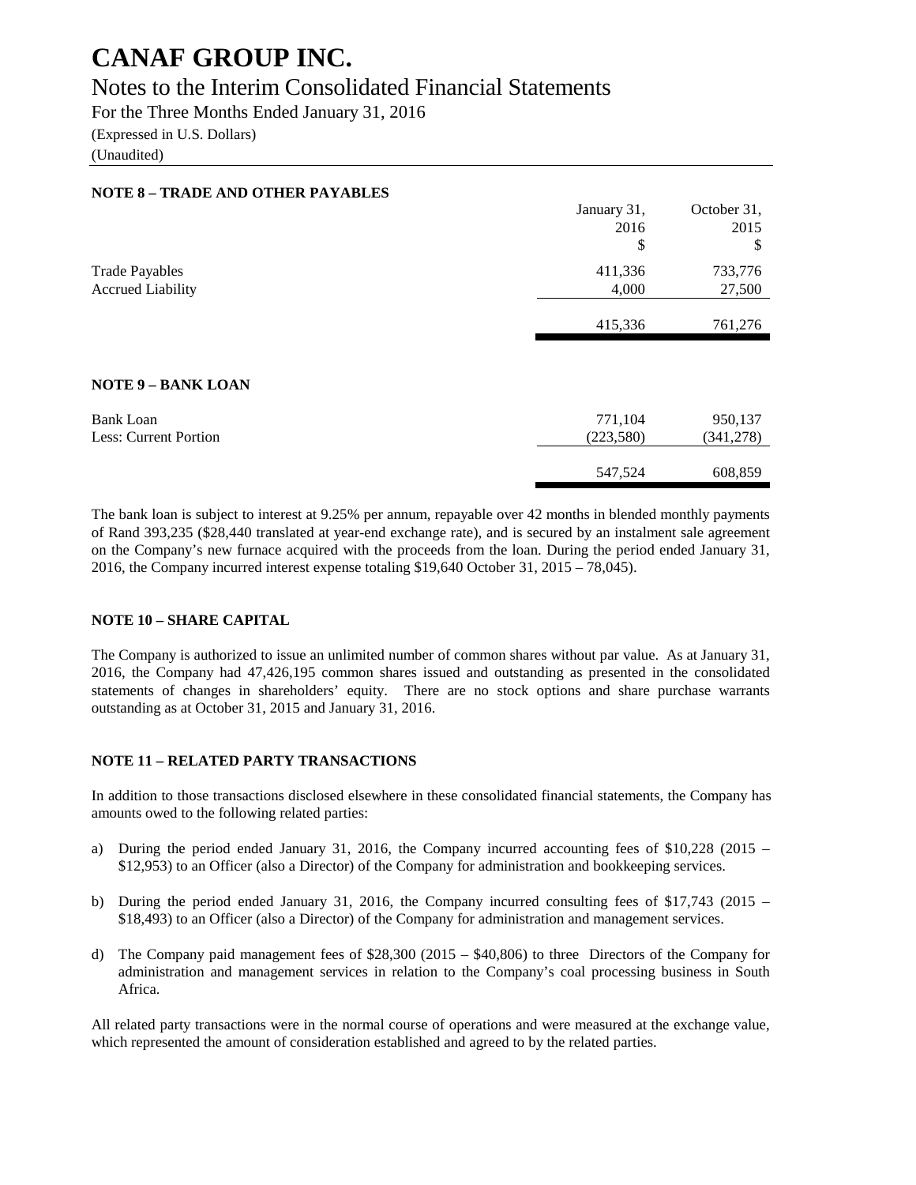### NOTE 8 – TRADE AND OTHER PAYABLES

| | January 31, 2016 $ | October 31, 2015 $ |
|---|---|---|
| Trade Payables | 411,336 | 733,776 |
| Accrued Liability | 4,000 | 27,500 |
| | 415,336 | 761,276 |

### NOTE 9 – BANK LOAN

| | | |
|---|---|---|
| Bank Loan | 771,104 | 950,137 |
| Less: Current Portion | (223,580) | (341,278) |
| | 547,524 | 608,859 |

The bank loan is subject to interest at 9.25% per annum, repayable over 42 months in blended monthly payments of Rand 393,235 ($28,440 translated at year-end exchange rate), and is secured by an instalment sale agreement on the Company's new furnace acquired with the proceeds from the loan. During the period ended January 31, 2016, the Company incurred interest expense totaling $19,640 October 31, 2015 – 78,045).

### NOTE 10 – SHARE CAPITAL

The Company is authorized to issue an unlimited number of common shares without par value. As at January 31, 2016, the Company had 47,426,195 common shares issued and outstanding as presented in the consolidated statements of changes in shareholders' equity. There are no stock options and share purchase warrants outstanding as at October 31, 2015 and January 31, 2016.

### NOTE 11 – RELATED PARTY TRANSACTIONS

In addition to those transactions disclosed elsewhere in these consolidated financial statements, the Company has amounts owed to the following related parties:

a) During the period ended January 31, 2016, the Company incurred accounting fees of $10,228 (2015 – $12,953) to an Officer (also a Director) of the Company for administration and bookkeeping services.

b) During the period ended January 31, 2016, the Company incurred consulting fees of $17,743 (2015 – $18,493) to an Officer (also a Director) of the Company for administration and management services.

d) The Company paid management fees of $28,300 (2015 – $40,806) to three Directors of the Company for administration and management services in relation to the Company's coal processing business in South Africa.

All related party transactions were in the normal course of operations and were measured at the exchange value, which represented the amount of consideration established and agreed to by the related parties.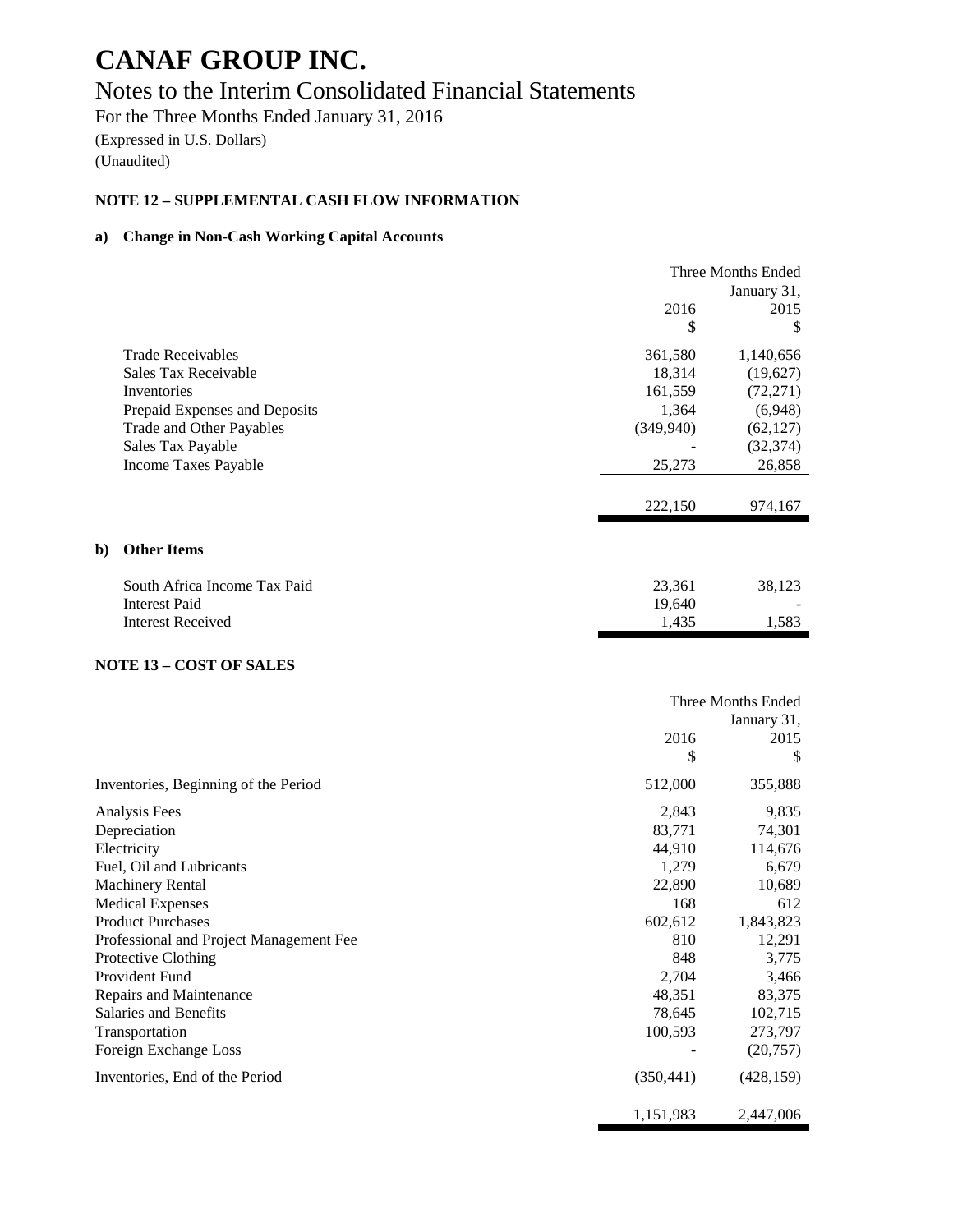# CANAF GROUP INC.

## Notes to the Interim Consolidated Financial Statements

For the Three Months Ended January 31, 2016

(Expressed in U.S. Dollars)

(Unaudited)

### NOTE 12 – SUPPLEMENTAL CASH FLOW INFORMATION

**a) Change in Non-Cash Working Capital Accounts**

| | Three Months Ended January 31, 2016 $ | 2015 $ |
|---|---|---|
| Trade Receivables | 361,580 | 1,140,656 |
| Sales Tax Receivable | 18,314 | (19,627) |
| Inventories | 161,559 | (72,271) |
| Prepaid Expenses and Deposits | 1,364 | (6,948) |
| Trade and Other Payables | (349,940) | (62,127) |
| Sales Tax Payable | - | (32,374) |
| Income Taxes Payable | 25,273 | 26,858 |
| | 222,150 | 974,167 |

**b) Other Items**

| | 2016 $ | 2015 $ |
|---|---|---|
| South Africa Income Tax Paid | 23,361 | 38,123 |
| Interest Paid | 19,640 | - |
| Interest Received | 1,435 | 1,583 |

### NOTE 13 – COST OF SALES

| | Three Months Ended January 31, 2016 $ | 2015 $ |
|---|---|---|
| Inventories, Beginning of the Period | 512,000 | 355,888 |
| Analysis Fees | 2,843 | 9,835 |
| Depreciation | 83,771 | 74,301 |
| Electricity | 44,910 | 114,676 |
| Fuel, Oil and Lubricants | 1,279 | 6,679 |
| Machinery Rental | 22,890 | 10,689 |
| Medical Expenses | 168 | 612 |
| Product Purchases | 602,612 | 1,843,823 |
| Professional and Project Management Fee | 810 | 12,291 |
| Protective Clothing | 848 | 3,775 |
| Provident Fund | 2,704 | 3,466 |
| Repairs and Maintenance | 48,351 | 83,375 |
| Salaries and Benefits | 78,645 | 102,715 |
| Transportation | 100,593 | 273,797 |
| Foreign Exchange Loss | - | (20,757) |
| Inventories, End of the Period | (350,441) | (428,159) |
| | 1,151,983 | 2,447,006 |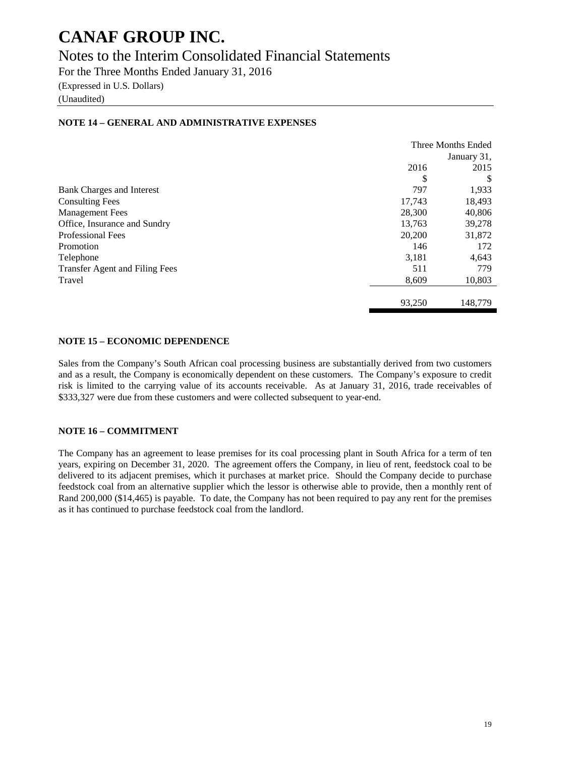# CANAF GROUP INC.

## Notes to the Interim Consolidated Financial Statements

For the Three Months Ended January 31, 2016

(Expressed in U.S. Dollars)

(Unaudited)

### NOTE 14 – GENERAL AND ADMINISTRATIVE EXPENSES

| | Three Months Ended January 31, | |
|---|---|---|
| | 2016 | 2015 |
| | $ | $ |
| Bank Charges and Interest | 797 | 1,933 |
| Consulting Fees | 17,743 | 18,493 |
| Management Fees | 28,300 | 40,806 |
| Office, Insurance and Sundry | 13,763 | 39,278 |
| Professional Fees | 20,200 | 31,872 |
| Promotion | 146 | 172 |
| Telephone | 3,181 | 4,643 |
| Transfer Agent and Filing Fees | 511 | 779 |
| Travel | 8,609 | 10,803 |
| | 93,250 | 148,779 |

### NOTE 15 – ECONOMIC DEPENDENCE

Sales from the Company's South African coal processing business are substantially derived from two customers and as a result, the Company is economically dependent on these customers. The Company's exposure to credit risk is limited to the carrying value of its accounts receivable. As at January 31, 2016, trade receivables of $333,327 were due from these customers and were collected subsequent to year-end.

### NOTE 16 – COMMITMENT

The Company has an agreement to lease premises for its coal processing plant in South Africa for a term of ten years, expiring on December 31, 2020. The agreement offers the Company, in lieu of rent, feedstock coal to be delivered to its adjacent premises, which it purchases at market price. Should the Company decide to purchase feedstock coal from an alternative supplier which the lessor is otherwise able to provide, then a monthly rent of Rand 200,000 ($14,465) is payable. To date, the Company has not been required to pay any rent for the premises as it has continued to purchase feedstock coal from the landlord.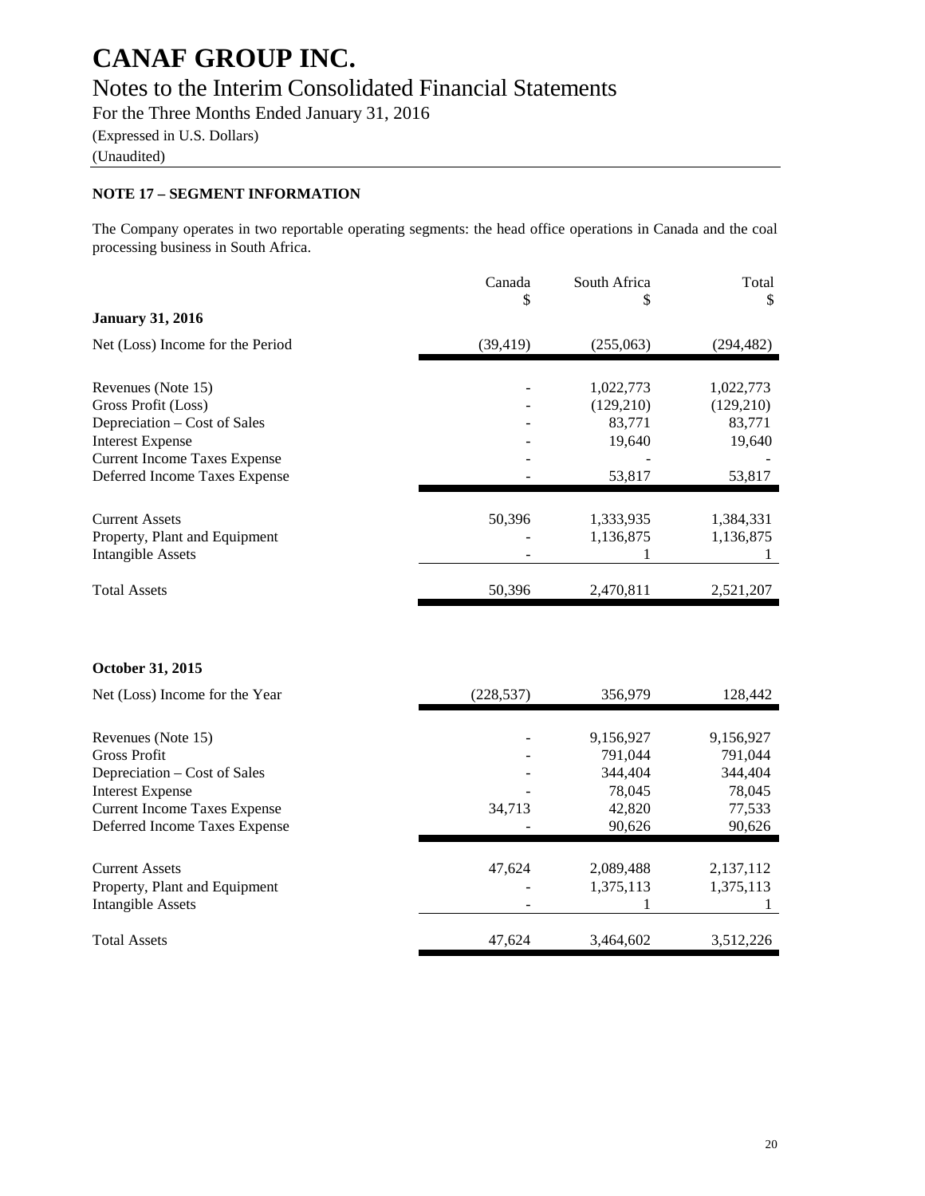# CANAF GROUP INC.

## Notes to the Interim Consolidated Financial Statements

For the Three Months Ended January 31, 2016

(Expressed in U.S. Dollars)

(Unaudited)

**NOTE 17 – SEGMENT INFORMATION**

The Company operates in two reportable operating segments: the head office operations in Canada and the coal processing business in South Africa.

| | Canada<br>$ | South Africa<br>$ | Total<br>$ |
|---|---|---|---|
| **January 31, 2016** | | | |
| Net (Loss) Income for the Period | (39,419) | (255,063) | (294,482) |
| | | | |
| Revenues (Note 15) | - | 1,022,773 | 1,022,773 |
| Gross Profit (Loss) | - | (129,210) | (129,210) |
| Depreciation – Cost of Sales | - | 83,771 | 83,771 |
| Interest Expense | - | 19,640 | 19,640 |
| Current Income Taxes Expense | - | - | - |
| Deferred Income Taxes Expense | - | 53,817 | 53,817 |
| | | | |
| Current Assets | 50,396 | 1,333,935 | 1,384,331 |
| Property, Plant and Equipment | - | 1,136,875 | 1,136,875 |
| Intangible Assets | - | 1 | 1 |
| | | | |
| Total Assets | 50,396 | 2,470,811 | 2,521,207 |

| | Canada<br>$ | South Africa<br>$ | Total<br>$ |
|---|---|---|---|
| **October 31, 2015** | | | |
| Net (Loss) Income for the Year | (228,537) | 356,979 | 128,442 |
| | | | |
| Revenues (Note 15) | - | 9,156,927 | 9,156,927 |
| Gross Profit | - | 791,044 | 791,044 |
| Depreciation – Cost of Sales | - | 344,404 | 344,404 |
| Interest Expense | - | 78,045 | 78,045 |
| Current Income Taxes Expense | 34,713 | 42,820 | 77,533 |
| Deferred Income Taxes Expense | - | 90,626 | 90,626 |
| | | | |
| Current Assets | 47,624 | 2,089,488 | 2,137,112 |
| Property, Plant and Equipment | - | 1,375,113 | 1,375,113 |
| Intangible Assets | - | 1 | 1 |
| | | | |
| Total Assets | 47,624 | 3,464,602 | 3,512,226 |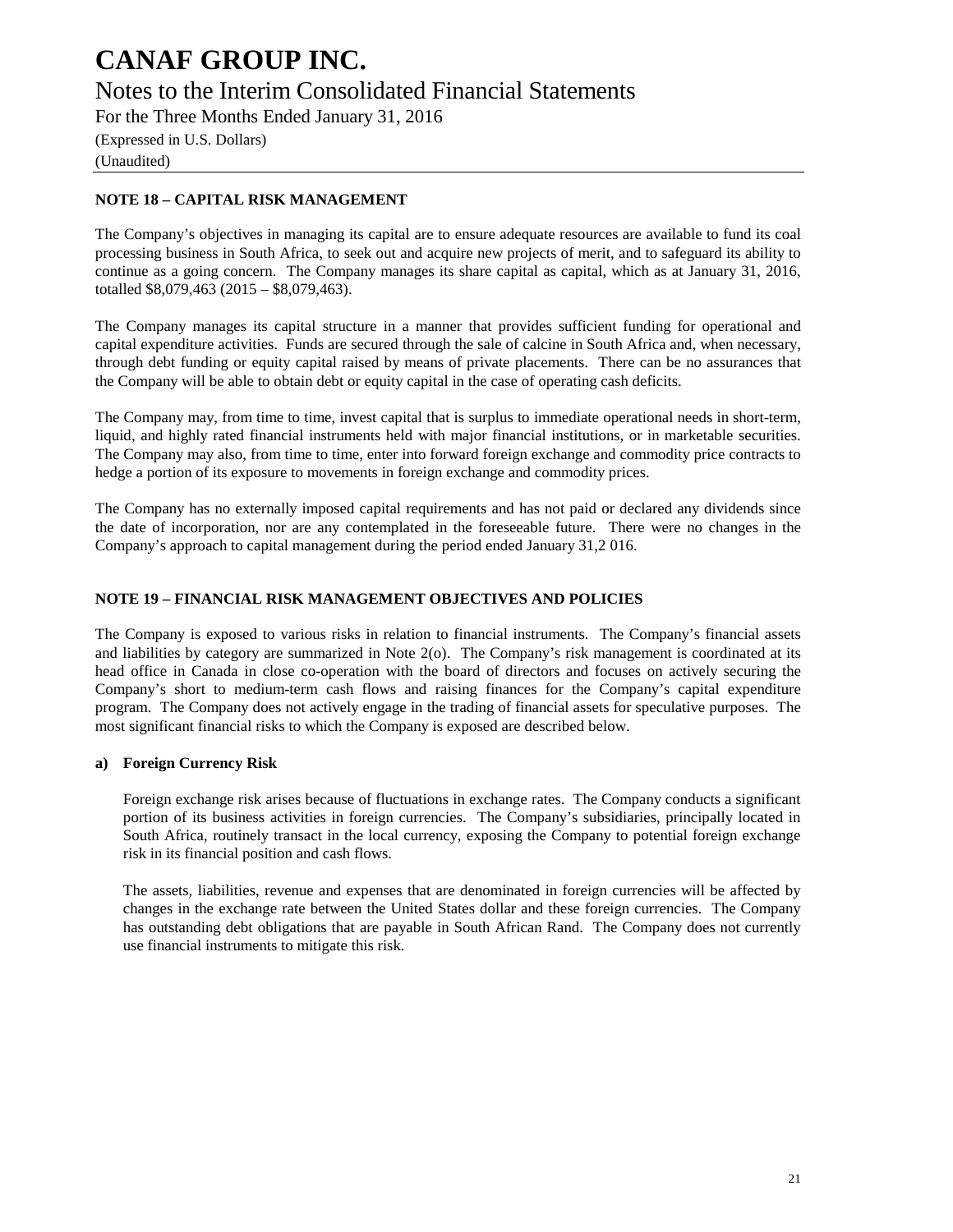# CANAF GROUP INC.

## Notes to the Interim Consolidated Financial Statements

For the Three Months Ended January 31, 2016

(Expressed in U.S. Dollars)

(Unaudited)

### NOTE 18 – CAPITAL RISK MANAGEMENT

The Company's objectives in managing its capital are to ensure adequate resources are available to fund its coal processing business in South Africa, to seek out and acquire new projects of merit, and to safeguard its ability to continue as a going concern. The Company manages its share capital as capital, which as at January 31, 2016, totalled $8,079,463 (2015 – $8,079,463).

The Company manages its capital structure in a manner that provides sufficient funding for operational and capital expenditure activities. Funds are secured through the sale of calcine in South Africa and, when necessary, through debt funding or equity capital raised by means of private placements. There can be no assurances that the Company will be able to obtain debt or equity capital in the case of operating cash deficits.

The Company may, from time to time, invest capital that is surplus to immediate operational needs in short-term, liquid, and highly rated financial instruments held with major financial institutions, or in marketable securities. The Company may also, from time to time, enter into forward foreign exchange and commodity price contracts to hedge a portion of its exposure to movements in foreign exchange and commodity prices.

The Company has no externally imposed capital requirements and has not paid or declared any dividends since the date of incorporation, nor are any contemplated in the foreseeable future. There were no changes in the Company's approach to capital management during the period ended January 31,2 016.

### NOTE 19 – FINANCIAL RISK MANAGEMENT OBJECTIVES AND POLICIES

The Company is exposed to various risks in relation to financial instruments. The Company's financial assets and liabilities by category are summarized in Note 2(o). The Company's risk management is coordinated at its head office in Canada in close co-operation with the board of directors and focuses on actively securing the Company's short to medium-term cash flows and raising finances for the Company's capital expenditure program. The Company does not actively engage in the trading of financial assets for speculative purposes. The most significant financial risks to which the Company is exposed are described below.

**a) Foreign Currency Risk**

Foreign exchange risk arises because of fluctuations in exchange rates. The Company conducts a significant portion of its business activities in foreign currencies. The Company's subsidiaries, principally located in South Africa, routinely transact in the local currency, exposing the Company to potential foreign exchange risk in its financial position and cash flows.

The assets, liabilities, revenue and expenses that are denominated in foreign currencies will be affected by changes in the exchange rate between the United States dollar and these foreign currencies. The Company has outstanding debt obligations that are payable in South African Rand. The Company does not currently use financial instruments to mitigate this risk.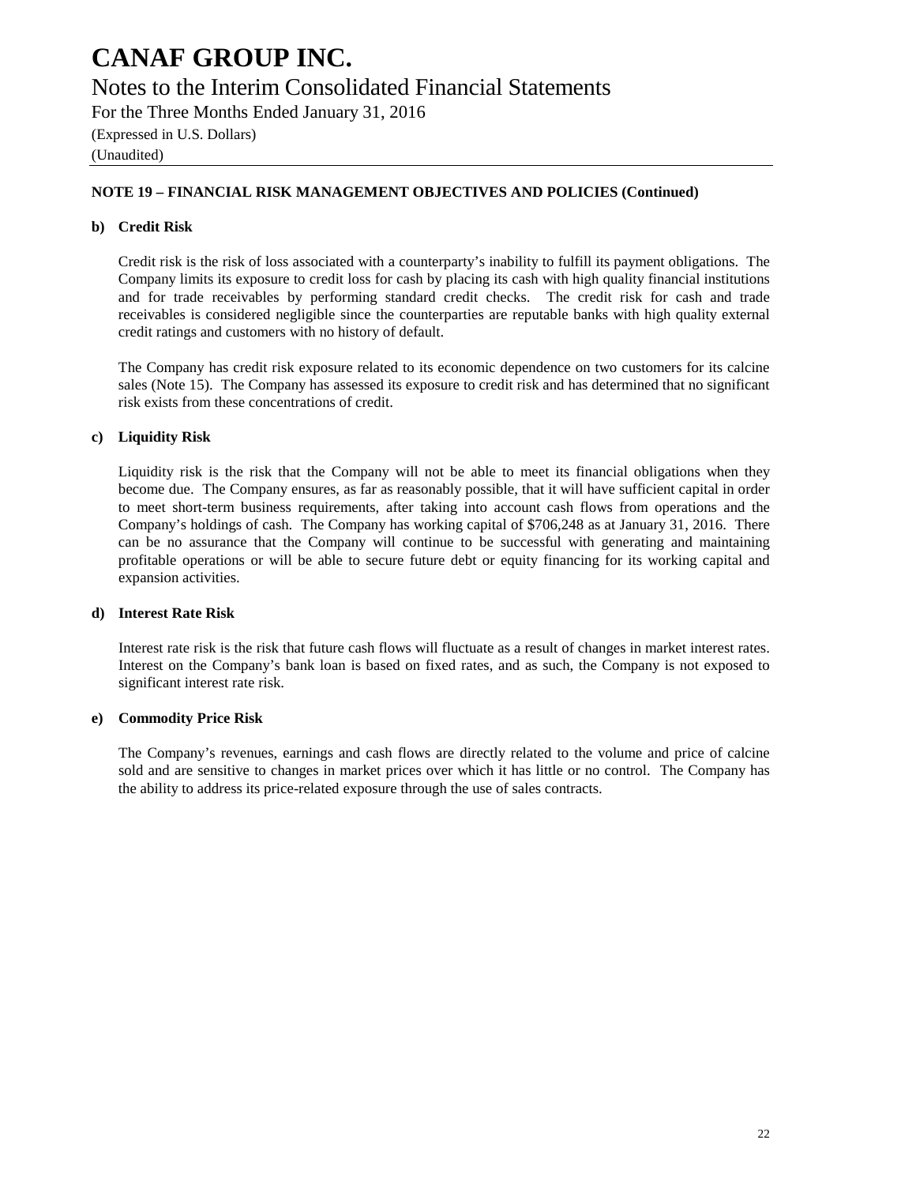## NOTE 19 – FINANCIAL RISK MANAGEMENT OBJECTIVES AND POLICIES (Continued)

### b) Credit Risk

Credit risk is the risk of loss associated with a counterparty's inability to fulfill its payment obligations. The Company limits its exposure to credit loss for cash by placing its cash with high quality financial institutions and for trade receivables by performing standard credit checks. The credit risk for cash and trade receivables is considered negligible since the counterparties are reputable banks with high quality external credit ratings and customers with no history of default.

The Company has credit risk exposure related to its economic dependence on two customers for its calcine sales (Note 15). The Company has assessed its exposure to credit risk and has determined that no significant risk exists from these concentrations of credit.

### c) Liquidity Risk

Liquidity risk is the risk that the Company will not be able to meet its financial obligations when they become due. The Company ensures, as far as reasonably possible, that it will have sufficient capital in order to meet short-term business requirements, after taking into account cash flows from operations and the Company's holdings of cash. The Company has working capital of $706,248 as at January 31, 2016. There can be no assurance that the Company will continue to be successful with generating and maintaining profitable operations or will be able to secure future debt or equity financing for its working capital and expansion activities.

### d) Interest Rate Risk

Interest rate risk is the risk that future cash flows will fluctuate as a result of changes in market interest rates. Interest on the Company's bank loan is based on fixed rates, and as such, the Company is not exposed to significant interest rate risk.

### e) Commodity Price Risk

The Company's revenues, earnings and cash flows are directly related to the volume and price of calcine sold and are sensitive to changes in market prices over which it has little or no control. The Company has the ability to address its price-related exposure through the use of sales contracts.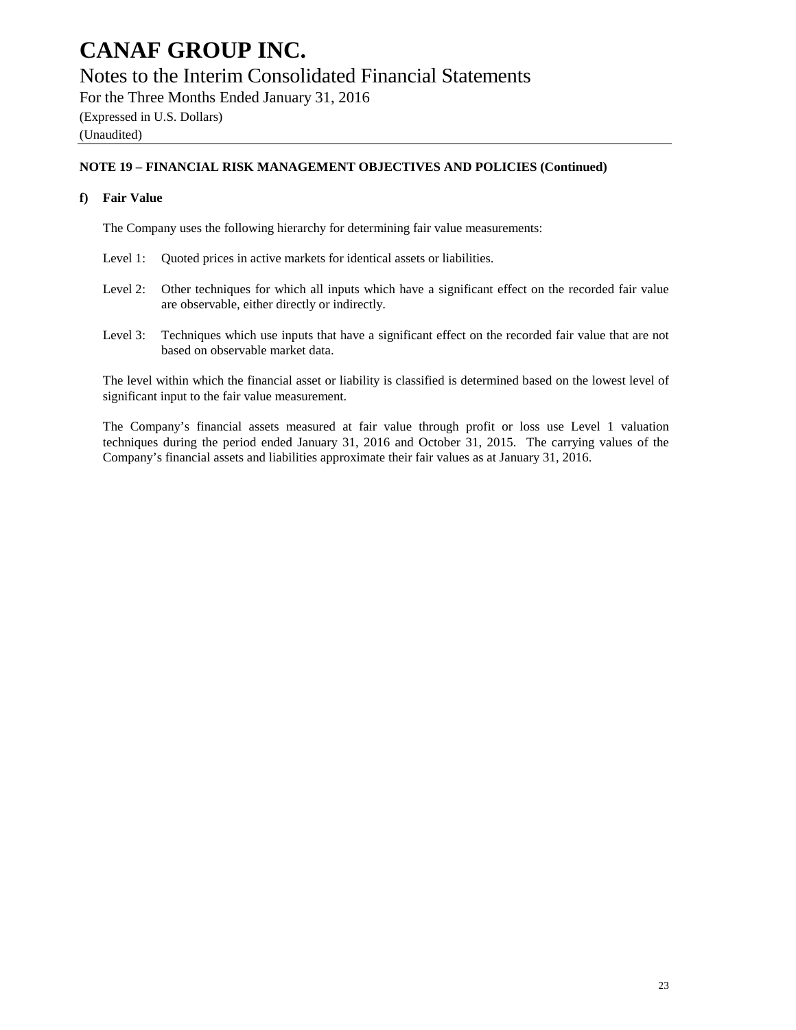**NOTE 19 – FINANCIAL RISK MANAGEMENT OBJECTIVES AND POLICIES (Continued)**

**f) Fair Value**

The Company uses the following hierarchy for determining fair value measurements:

Level 1: Quoted prices in active markets for identical assets or liabilities.

Level 2: Other techniques for which all inputs which have a significant effect on the recorded fair value are observable, either directly or indirectly.

Level 3: Techniques which use inputs that have a significant effect on the recorded fair value that are not based on observable market data.

The level within which the financial asset or liability is classified is determined based on the lowest level of significant input to the fair value measurement.

The Company's financial assets measured at fair value through profit or loss use Level 1 valuation techniques during the period ended January 31, 2016 and October 31, 2015. The carrying values of the Company's financial assets and liabilities approximate their fair values as at January 31, 2016.